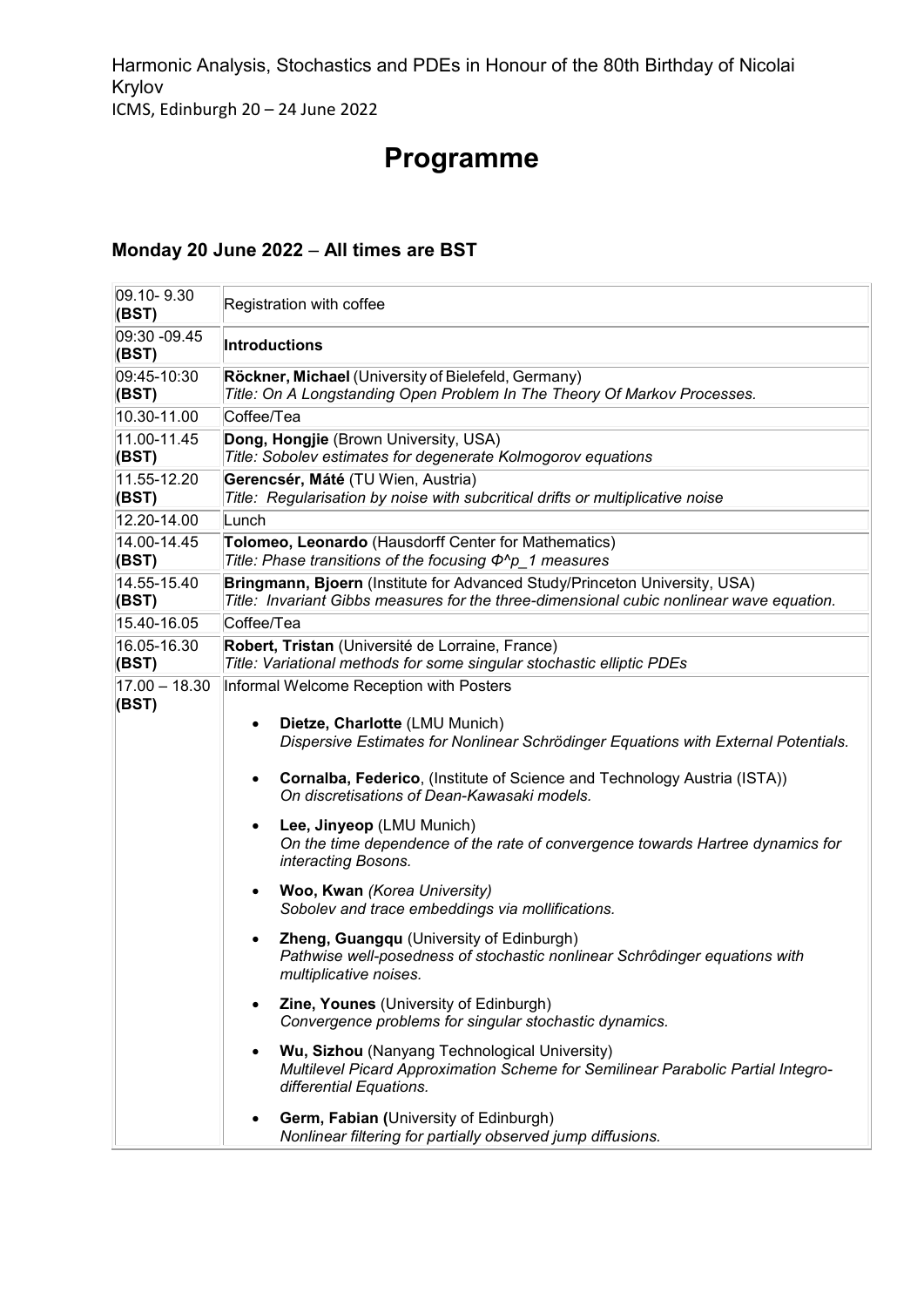Harmonic Analysis, Stochastics and PDEs in Honour of the 80th Birthday of Nicolai Krylov
ICMS, Edinburgh 20 – 24 June 2022

# Programme

## Monday 20 June 2022 – All times are BST

| | |
|---|---|
| 09.10- 9.30 **(BST)** | Registration with coffee |
| 09:30 -09.45 **(BST)** | **Introductions** |
| 09:45-10:30 **(BST)** | **Röckner, Michael** (University of Bielefeld, Germany)<br>*Title: On A Longstanding Open Problem In The Theory Of Markov Processes.* |
| 10.30-11.00 | Coffee/Tea |
| 11.00-11.45 **(BST)** | **Dong, Hongjie** (Brown University, USA)<br>*Title: Sobolev estimates for degenerate Kolmogorov equations* |
| 11.55-12.20 **(BST)** | **Gerencsér, Máté** (TU Wien, Austria)<br>*Title: Regularisation by noise with subcritical drifts or multiplicative noise* |
| 12.20-14.00 | Lunch |
| 14.00-14.45 **(BST)** | **Tolomeo, Leonardo** (Hausdorff Center for Mathematics)<br>*Title: Phase transitions of the focusing Φ^p_1 measures* |
| 14.55-15.40 **(BST)** | **Bringmann, Bjoern** (Institute for Advanced Study/Princeton University, USA)<br>*Title: Invariant Gibbs measures for the three-dimensional cubic nonlinear wave equation.* |
| 15.40-16.05 | Coffee/Tea |
| 16.05-16.30 **(BST)** | **Robert, Tristan** (Université de Lorraine, France)<br>*Title: Variational methods for some singular stochastic elliptic PDEs* |
| 17.00 – 18.30 **(BST)** | Informal Welcome Reception with Posters<br>• **Dietze, Charlotte** (LMU Munich) *Dispersive Estimates for Nonlinear Schrödinger Equations with External Potentials.*<br>• **Cornalba, Federico**, (Institute of Science and Technology Austria (ISTA)) *On discretisations of Dean-Kawasaki models.*<br>• **Lee, Jinyeop** (LMU Munich) *On the time dependence of the rate of convergence towards Hartree dynamics for interacting Bosons.*<br>• **Woo, Kwan** *(Korea University)* *Sobolev and trace embeddings via mollifications.*<br>• **Zheng, Guangqu** (University of Edinburgh) *Pathwise well-posedness of stochastic nonlinear Schrôdinger equations with multiplicative noises.*<br>• **Zine, Younes** (University of Edinburgh) *Convergence problems for singular stochastic dynamics.*<br>• **Wu, Sizhou** (Nanyang Technological University) *Multilevel Picard Approximation Scheme for Semilinear Parabolic Partial Integro-differential Equations.*<br>• **Germ, Fabian (**University of Edinburgh) *Nonlinear filtering for partially observed jump diffusions.* |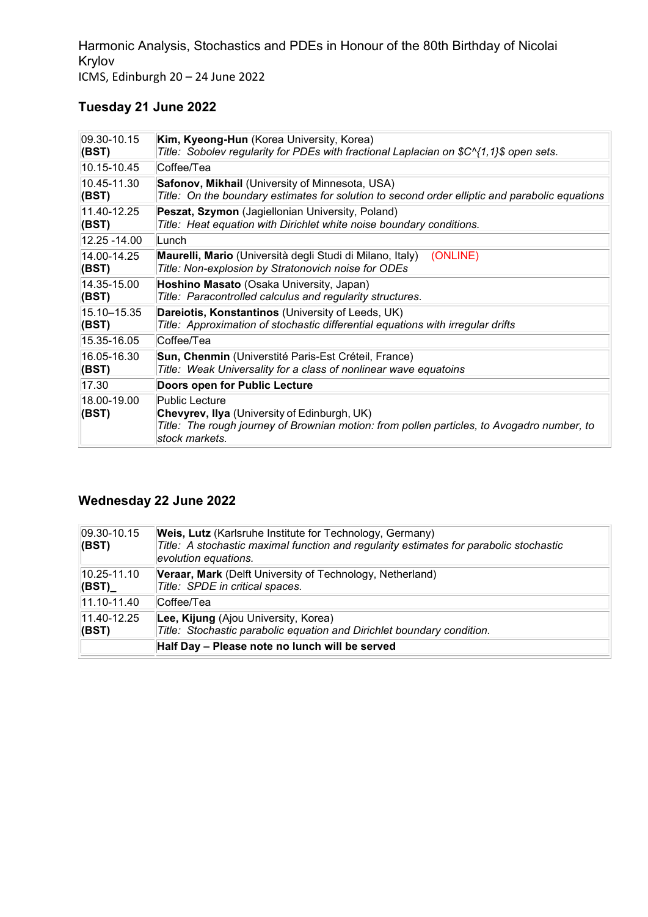Harmonic Analysis, Stochastics and PDEs in Honour of the 80th Birthday of Nicolai Krylov
ICMS, Edinburgh 20 – 24 June 2022

## Tuesday 21 June 2022

| | |
|---|---|
| 09.30-10.15 **(BST)** | **Kim, Kyeong-Hun** (Korea University, Korea)<br>*Title: Sobolev regularity for PDEs with fractional Laplacian on $C^{1,1}$ open sets.* |
| 10.15-10.45 | Coffee/Tea |
| 10.45-11.30 **(BST)** | **Safonov, Mikhail** (University of Minnesota, USA)<br>*Title: On the boundary estimates for solution to second order elliptic and parabolic equations* |
| 11.40-12.25 **(BST)** | **Peszat, Szymon** (Jagiellonian University, Poland)<br>*Title: Heat equation with Dirichlet white noise boundary conditions.* |
| 12.25 -14.00 | Lunch |
| 14.00-14.25 **(BST)** | **Maurelli, Mario** (Università degli Studi di Milano, Italy) (ONLINE)<br>*Title: Non-explosion by Stratonovich noise for ODEs* |
| 14.35-15.00 **(BST)** | **Hoshino Masato** (Osaka University, Japan)<br>*Title: Paracontrolled calculus and regularity structures.* |
| 15.10–15.35 **(BST)** | **Dareiotis, Konstantinos** (University of Leeds, UK)<br>*Title: Approximation of stochastic differential equations with irregular drifts* |
| 15.35-16.05 | Coffee/Tea |
| 16.05-16.30 **(BST)** | **Sun, Chenmin** (Universtité Paris-Est Créteil, France)<br>*Title: Weak Universality for a class of nonlinear wave equatoins* |
| 17.30 | **Doors open for Public Lecture** |
| 18.00-19.00 **(BST)** | Public Lecture<br>**Chevyrev, Ilya** (University of Edinburgh, UK)<br>*Title: The rough journey of Brownian motion: from pollen particles, to Avogadro number, to stock markets.* |

## Wednesday 22 June 2022

| | |
|---|---|
| 09.30-10.15 **(BST)** | **Weis, Lutz** (Karlsruhe Institute for Technology, Germany)<br>*Title: A stochastic maximal function and regularity estimates for parabolic stochastic evolution equations.* |
| 10.25-11.10 **(BST)_** | **Veraar, Mark** (Delft University of Technology, Netherland)<br>*Title: SPDE in critical spaces.* |
| 11.10-11.40 | Coffee/Tea |
| 11.40-12.25 **(BST)** | **Lee, Kijung** (Ajou University, Korea)<br>*Title: Stochastic parabolic equation and Dirichlet boundary condition.* |
| | **Half Day – Please note no lunch will be served** |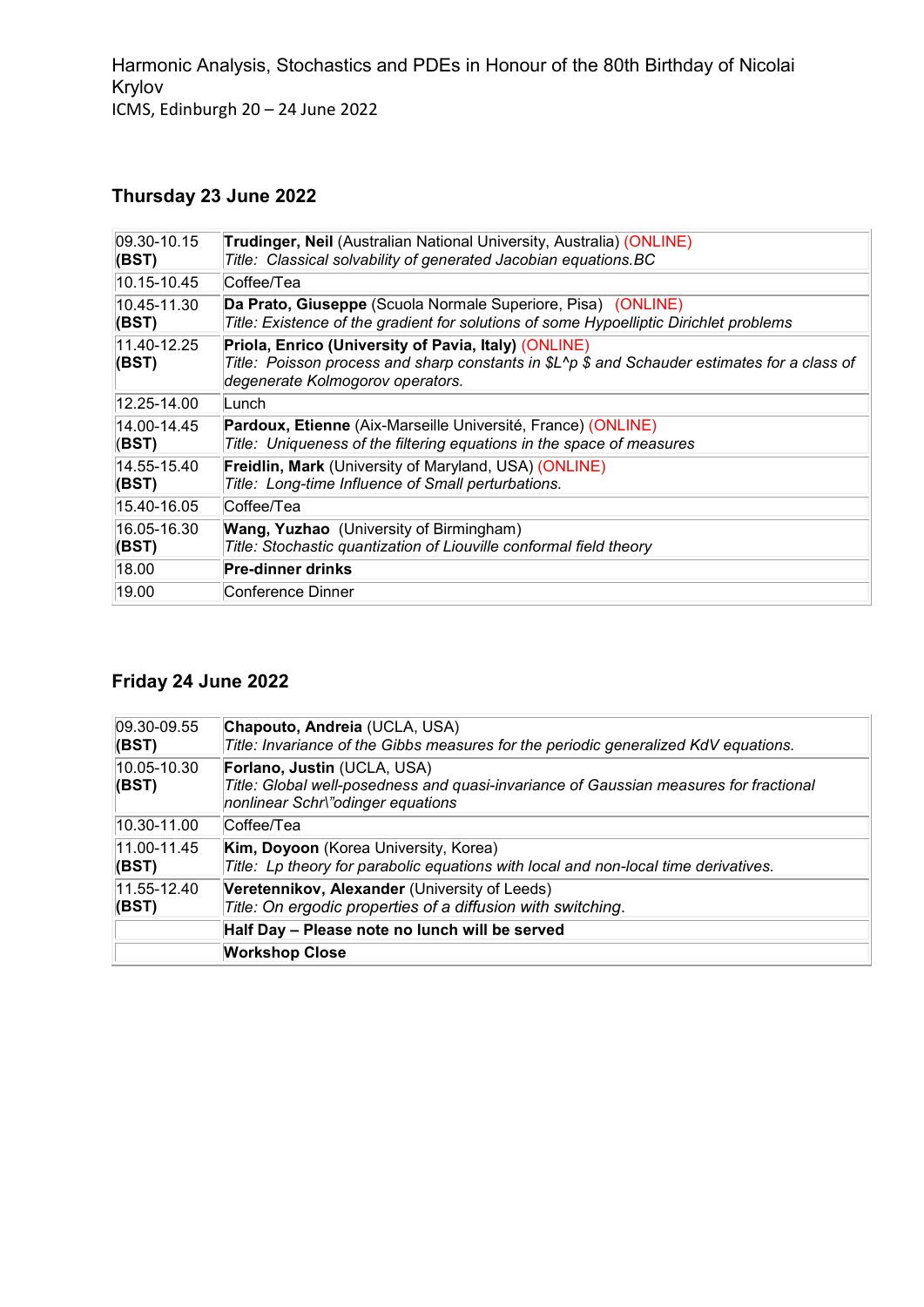Harmonic Analysis, Stochastics and PDEs in Honour of the 80th Birthday of Nicolai Krylov
ICMS, Edinburgh 20 – 24 June 2022

## Thursday 23 June 2022

| | |
|---|---|
| 09.30-10.15 **(BST)** | **Trudinger, Neil** (Australian National University, Australia) (ONLINE)<br>*Title: Classical solvability of generated Jacobian equations.BC* |
| 10.15-10.45 | Coffee/Tea |
| 10.45-11.30 **(BST)** | **Da Prato, Giuseppe** (Scuola Normale Superiore, Pisa) (ONLINE)<br>*Title: Existence of the gradient for solutions of some Hypoelliptic Dirichlet problems* |
| 11.40-12.25 **(BST)** | **Priola, Enrico (University of Pavia, Italy)** (ONLINE)<br>*Title: Poisson process and sharp constants in $L^p $ and Schauder estimates for a class of degenerate Kolmogorov operators.* |
| 12.25-14.00 | Lunch |
| 14.00-14.45 (**BST**) | **Pardoux, Etienne** (Aix-Marseille Université, France) (ONLINE)<br>*Title: Uniqueness of the filtering equations in the space of measures* |
| 14.55-15.40 **(BST)** | **Freidlin, Mark** (University of Maryland, USA) (ONLINE)<br>*Title: Long-time Influence of Small perturbations.* |
| 15.40-16.05 | Coffee/Tea |
| 16.05-16.30 **(BST)** | **Wang, Yuzhao** (University of Birmingham)<br>*Title: Stochastic quantization of Liouville conformal field theory* |
| 18.00 | **Pre-dinner drinks** |
| 19.00 | Conference Dinner |

## Friday 24 June 2022

| | |
|---|---|
| 09.30-09.55 **(BST)** | **Chapouto, Andreia** (UCLA, USA)<br>*Title: Invariance of the Gibbs measures for the periodic generalized KdV equations.* |
| 10.05-10.30 **(BST)** | **Forlano, Justin** (UCLA, USA)<br>*Title: Global well-posedness and quasi-invariance of Gaussian measures for fractional nonlinear Schr\"odinger equations* |
| 10.30-11.00 | Coffee/Tea |
| 11.00-11.45 **(BST)** | **Kim, Doyoon** (Korea University, Korea)<br>*Title: Lp theory for parabolic equations with local and non-local time derivatives.* |
| 11.55-12.40 **(BST)** | **Veretennikov, Alexander** (University of Leeds)<br>*Title: On ergodic properties of a diffusion with switching.* |
| | **Half Day – Please note no lunch will be served** |
| | **Workshop Close** |